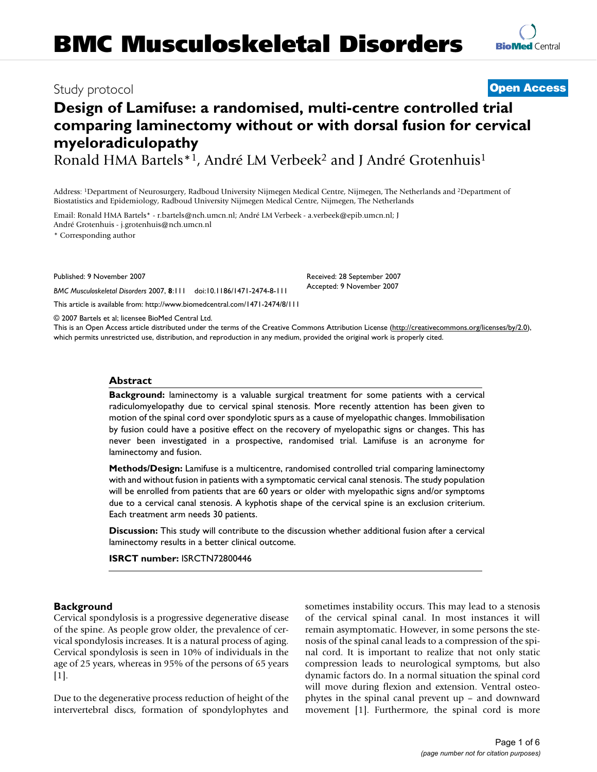# BMC Musculoskeletal Disorders

Study protocol **Open Access**

# Design of Lamifuse: a randomised, multi-centre controlled trial comparing laminectomy without or with dorsal fusion for cervical myeloradiculopathy

Ronald HMA Bartels*[1], André LM Verbeek[2] and J André Grotenhuis[1]

Address: [1]Department of Neurosurgery, Radboud University Nijmegen Medical Centre, Nijmegen, The Netherlands and [2]Department of Biostatistics and Epidemiology, Radboud University Nijmegen Medical Centre, Nijmegen, The Netherlands

Email: Ronald HMA Bartels* - r.bartels@nch.umcn.nl; André LM Verbeek - a.verbeek@epib.umcn.nl; J André Grotenhuis - j.grotenhuis@nch.umcn.nl

\* Corresponding author

Published: 9 November 2007

*BMC Musculoskeletal Disorders* 2007, **8**:111 doi:10.1186/1471-2474-8-111

Received: 28 September 2007
Accepted: 9 November 2007

This article is available from: http://www.biomedcentral.com/1471-2474/8/111

© 2007 Bartels et al; licensee BioMed Central Ltd.
This is an Open Access article distributed under the terms of the Creative Commons Attribution License (http://creativecommons.org/licenses/by/2.0), which permits unrestricted use, distribution, and reproduction in any medium, provided the original work is properly cited.

## Abstract

**Background:** laminectomy is a valuable surgical treatment for some patients with a cervical radiculomyelopathy due to cervical spinal stenosis. More recently attention has been given to motion of the spinal cord over spondylotic spurs as a cause of myelopathic changes. Immobilisation by fusion could have a positive effect on the recovery of myelopathic signs or changes. This has never been investigated in a prospective, randomised trial. Lamifuse is an acronyme for laminectomy and fusion.

**Methods/Design:** Lamifuse is a multicentre, randomised controlled trial comparing laminectomy with and without fusion in patients with a symptomatic cervical canal stenosis. The study population will be enrolled from patients that are 60 years or older with myelopathic signs and/or symptoms due to a cervical canal stenosis. A kyphotis shape of the cervical spine is an exclusion criterium. Each treatment arm needs 30 patients.

**Discussion:** This study will contribute to the discussion whether additional fusion after a cervical laminectomy results in a better clinical outcome.

**ISRCT number:** ISRCTN72800446

## Background

Cervical spondylosis is a progressive degenerative disease of the spine. As people grow older, the prevalence of cervical spondylosis increases. It is a natural process of aging. Cervical spondylosis is seen in 10% of individuals in the age of 25 years, whereas in 95% of the persons of 65 years [1].

Due to the degenerative process reduction of height of the intervertebral discs, formation of spondylophytes and sometimes instability occurs. This may lead to a stenosis of the cervical spinal canal. In most instances it will remain asymptomatic. However, in some persons the stenosis of the spinal canal leads to a compression of the spinal cord. It is important to realize that not only static compression leads to neurological symptoms, but also dynamic factors do. In a normal situation the spinal cord will move during flexion and extension. Ventral osteophytes in the spinal canal prevent up – and downward movement [1]. Furthermore, the spinal cord is more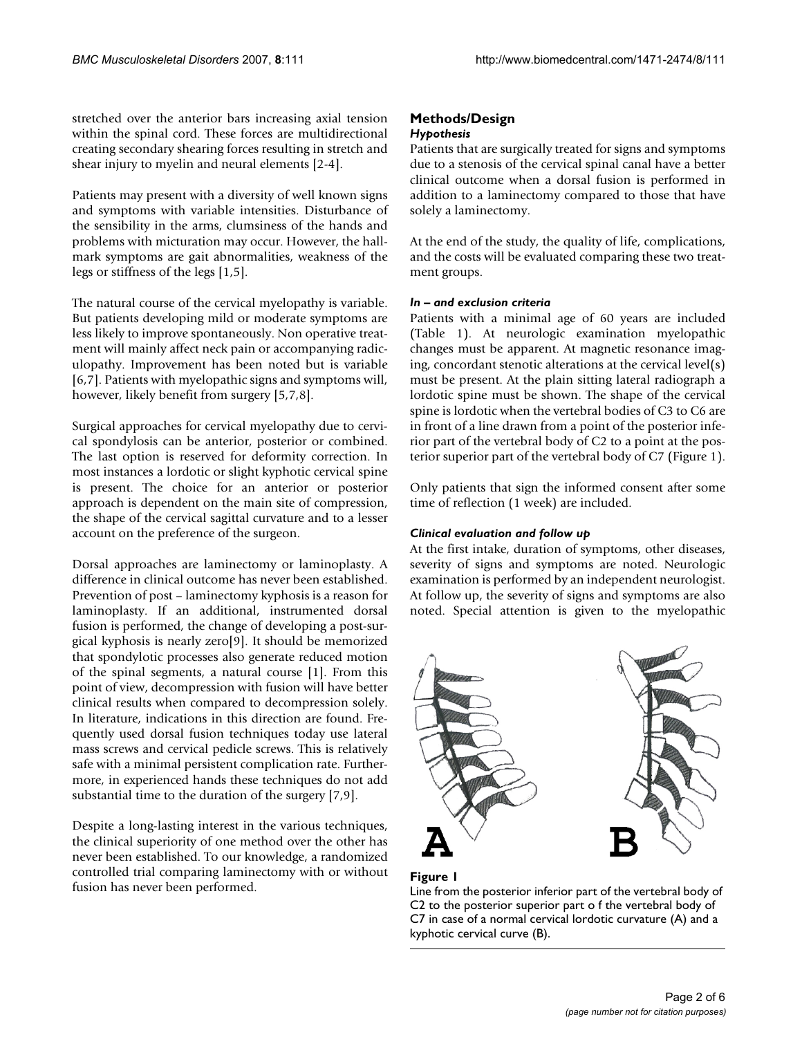stretched over the anterior bars increasing axial tension within the spinal cord. These forces are multidirectional creating secondary shearing forces resulting in stretch and shear injury to myelin and neural elements [2-4].

Patients may present with a diversity of well known signs and symptoms with variable intensities. Disturbance of the sensibility in the arms, clumsiness of the hands and problems with micturation may occur. However, the hallmark symptoms are gait abnormalities, weakness of the legs or stiffness of the legs [1,5].

The natural course of the cervical myelopathy is variable. But patients developing mild or moderate symptoms are less likely to improve spontaneously. Non operative treatment will mainly affect neck pain or accompanying radiculopathy. Improvement has been noted but is variable [6,7]. Patients with myelopathic signs and symptoms will, however, likely benefit from surgery [5,7,8].

Surgical approaches for cervical myelopathy due to cervical spondylosis can be anterior, posterior or combined. The last option is reserved for deformity correction. In most instances a lordotic or slight kyphotic cervical spine is present. The choice for an anterior or posterior approach is dependent on the main site of compression, the shape of the cervical sagittal curvature and to a lesser account on the preference of the surgeon.

Dorsal approaches are laminectomy or laminoplasty. A difference in clinical outcome has never been established. Prevention of post – laminectomy kyphosis is a reason for laminoplasty. If an additional, instrumented dorsal fusion is performed, the change of developing a post-surgical kyphosis is nearly zero[9]. It should be memorized that spondylotic processes also generate reduced motion of the spinal segments, a natural course [1]. From this point of view, decompression with fusion will have better clinical results when compared to decompression solely. In literature, indications in this direction are found. Frequently used dorsal fusion techniques today use lateral mass screws and cervical pedicle screws. This is relatively safe with a minimal persistent complication rate. Furthermore, in experienced hands these techniques do not add substantial time to the duration of the surgery [7,9].

Despite a long-lasting interest in the various techniques, the clinical superiority of one method over the other has never been established. To our knowledge, a randomized controlled trial comparing laminectomy with or without fusion has never been performed.

## Methods/Design

### *Hypothesis*

Patients that are surgically treated for signs and symptoms due to a stenosis of the cervical spinal canal have a better clinical outcome when a dorsal fusion is performed in addition to a laminectomy compared to those that have solely a laminectomy.

At the end of the study, the quality of life, complications, and the costs will be evaluated comparing these two treatment groups.

### *In – and exclusion criteria*

Patients with a minimal age of 60 years are included (Table 1). At neurologic examination myelopathic changes must be apparent. At magnetic resonance imaging, concordant stenotic alterations at the cervical level(s) must be present. At the plain sitting lateral radiograph a lordotic spine must be shown. The shape of the cervical spine is lordotic when the vertebral bodies of C3 to C6 are in front of a line drawn from a point of the posterior inferior part of the vertebral body of C2 to a point at the posterior superior part of the vertebral body of C7 (Figure 1).

Only patients that sign the informed consent after some time of reflection (1 week) are included.

### *Clinical evaluation and follow up*

At the first intake, duration of symptoms, other diseases, severity of signs and symptoms are noted. Neurologic examination is performed by an independent neurologist. At follow up, the severity of signs and symptoms are also noted. Special attention is given to the myelopathic

**Figure 1**
Line from the posterior inferior part of the vertebral body of C2 to the posterior superior part o f the vertebral body of C7 in case of a normal cervical lordotic curvature (A) and a kyphotic cervical curve (B).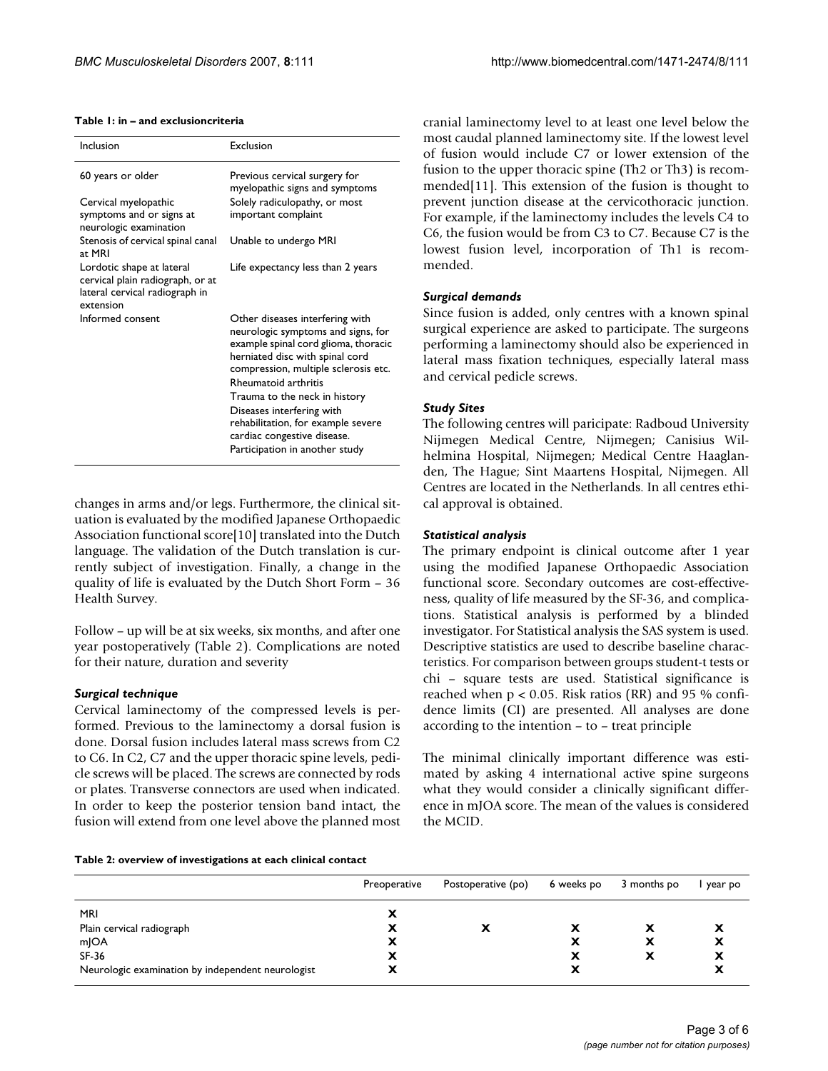**Table 1: in – and exclusioncriteria**

| Inclusion | Exclusion |
|---|---|
| 60 years or older | Previous cervical surgery for myelopathic signs and symptoms |
| Cervical myelopathic symptoms and or signs at neurologic examination | Solely radiculopathy, or most important complaint |
| Stenosis of cervical spinal canal at MRI | Unable to undergo MRI |
| Lordotic shape at lateral cervical plain radiograph, or at lateral cervical radiograph in extension | Life expectancy less than 2 years |
| Informed consent | Other diseases interfering with neurologic symptoms and signs, for example spinal cord glioma, thoracic herniated disc with spinal cord compression, multiple sclerosis etc. |
| | Rheumatoid arthritis |
| | Trauma to the neck in history |
| | Diseases interfering with rehabilitation, for example severe cardiac congestive disease. |
| | Participation in another study |

changes in arms and/or legs. Furthermore, the clinical situation is evaluated by the modified Japanese Orthopaedic Association functional score[10] translated into the Dutch language. The validation of the Dutch translation is currently subject of investigation. Finally, a change in the quality of life is evaluated by the Dutch Short Form – 36 Health Survey.

Follow – up will be at six weeks, six months, and after one year postoperatively (Table 2). Complications are noted for their nature, duration and severity

### *Surgical technique*

Cervical laminectomy of the compressed levels is performed. Previous to the laminectomy a dorsal fusion is done. Dorsal fusion includes lateral mass screws from C2 to C6. In C2, C7 and the upper thoracic spine levels, pedicle screws will be placed. The screws are connected by rods or plates. Transverse connectors are used when indicated. In order to keep the posterior tension band intact, the fusion will extend from one level above the planned most cranial laminectomy level to at least one level below the most caudal planned laminectomy site. If the lowest level of fusion would include C7 or lower extension of the fusion to the upper thoracic spine (Th2 or Th3) is recommended[11]. This extension of the fusion is thought to prevent junction disease at the cervicothoracic junction. For example, if the laminectomy includes the levels C4 to C6, the fusion would be from C3 to C7. Because C7 is the lowest fusion level, incorporation of Th1 is recommended.

### *Surgical demands*

Since fusion is added, only centres with a known spinal surgical experience are asked to participate. The surgeons performing a laminectomy should also be experienced in lateral mass fixation techniques, especially lateral mass and cervical pedicle screws.

### *Study Sites*

The following centres will paricipate: Radboud University Nijmegen Medical Centre, Nijmegen; Canisius Wilhelmina Hospital, Nijmegen; Medical Centre Haaglanden, The Hague; Sint Maartens Hospital, Nijmegen. All Centres are located in the Netherlands. In all centres ethical approval is obtained.

### *Statistical analysis*

The primary endpoint is clinical outcome after 1 year using the modified Japanese Orthopaedic Association functional score. Secondary outcomes are cost-effectiveness, quality of life measured by the SF-36, and complications. Statistical analysis is performed by a blinded investigator. For Statistical analysis the SAS system is used. Descriptive statistics are used to describe baseline characteristics. For comparison between groups student-t tests or chi – square tests are used. Statistical significance is reached when $p < 0.05$. Risk ratios (RR) and 95 % confidence limits (CI) are presented. All analyses are done according to the intention – to – treat principle

The minimal clinically important difference was estimated by asking 4 international active spine surgeons what they would consider a clinically significant difference in mJOA score. The mean of the values is considered the MCID.

**Table 2: overview of investigations at each clinical contact**

| | Preoperative | Postoperative (po) | 6 weeks po | 3 months po | 1 year po |
|---|---|---|---|---|---|
| MRI | x | | | | |
| Plain cervical radiograph | x | x | x | x | x |
| mJOA | x | | x | x | x |
| SF-36 | x | | x | x | x |
| Neurologic examination by independent neurologist | x | | x | | x |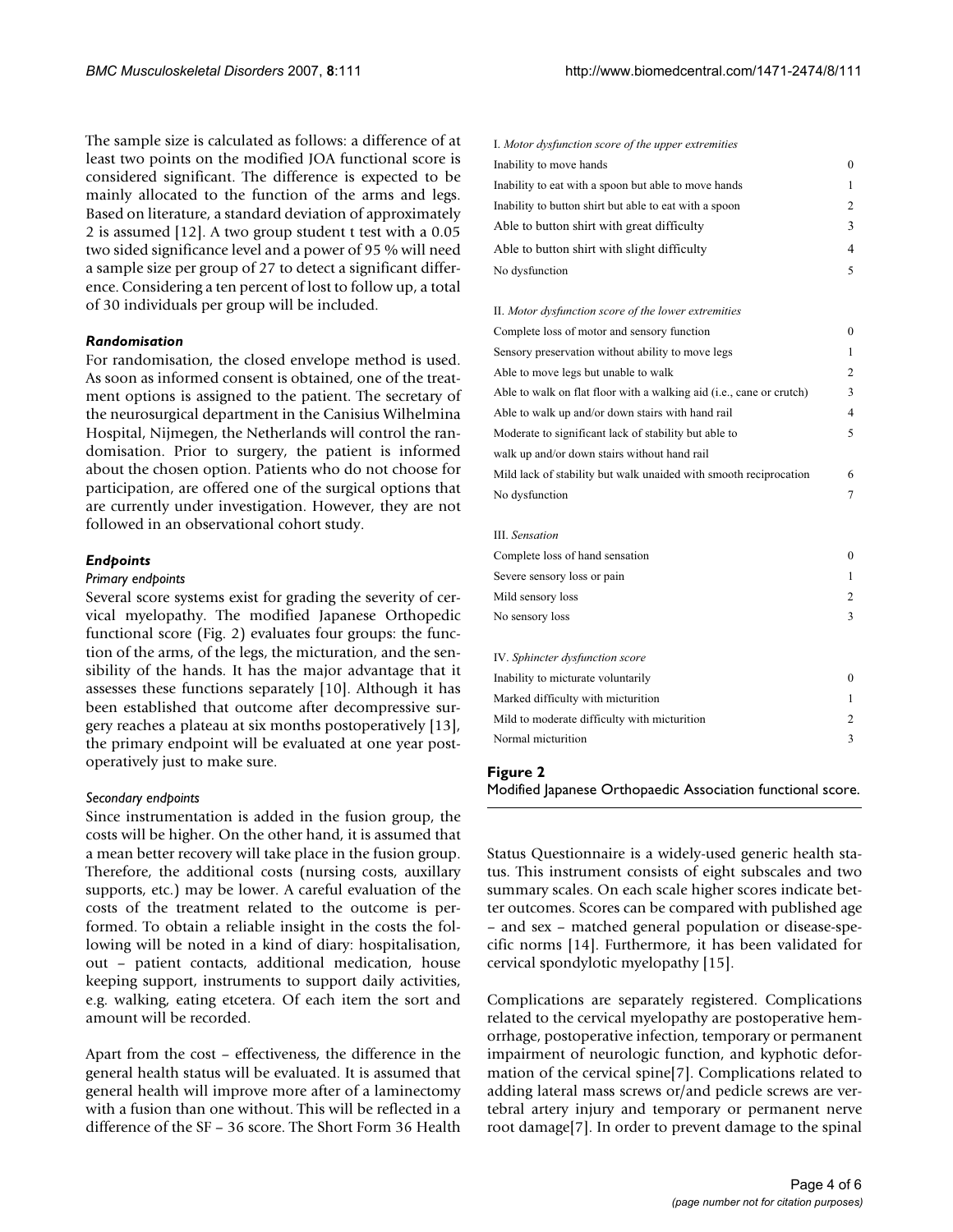The sample size is calculated as follows: a difference of at least two points on the modified JOA functional score is considered significant. The difference is expected to be mainly allocated to the function of the arms and legs. Based on literature, a standard deviation of approximately 2 is assumed [12]. A two group student t test with a 0.05 two sided significance level and a power of 95 % will need a sample size per group of 27 to detect a significant difference. Considering a ten percent of lost to follow up, a total of 30 individuals per group will be included.

### *Randomisation*

For randomisation, the closed envelope method is used. As soon as informed consent is obtained, one of the treatment options is assigned to the patient. The secretary of the neurosurgical department in the Canisius Wilhelmina Hospital, Nijmegen, the Netherlands will control the randomisation. Prior to surgery, the patient is informed about the chosen option. Patients who do not choose for participation, are offered one of the surgical options that are currently under investigation. However, they are not followed in an observational cohort study.

### *Endpoints*

#### *Primary endpoints*

Several score systems exist for grading the severity of cervical myelopathy. The modified Japanese Orthopedic functional score (Fig. 2) evaluates four groups: the function of the arms, of the legs, the micturation, and the sensibility of the hands. It has the major advantage that it assesses these functions separately [10]. Although it has been established that outcome after decompressive surgery reaches a plateau at six months postoperatively [13], the primary endpoint will be evaluated at one year postoperatively just to make sure.

| I. *Motor dysfunction score of the upper extremities* | |
|---|---|
| Inability to move hands | 0 |
| Inability to eat with a spoon but able to move hands | 1 |
| Inability to button shirt but able to eat with a spoon | 2 |
| Able to button shirt with great difficulty | 3 |
| Able to button shirt with slight difficulty | 4 |
| No dysfunction | 5 |
| | |
| II. *Motor dysfunction score of the lower extremities* | |
| Complete loss of motor and sensory function | 0 |
| Sensory preservation without ability to move legs | 1 |
| Able to move legs but unable to walk | 2 |
| Able to walk on flat floor with a walking aid (i.e., cane or crutch) | 3 |
| Able to walk up and/or down stairs with hand rail | 4 |
| Moderate to significant lack of stability but able to walk up and/or down stairs without hand rail | 5 |
| Mild lack of stability but walk unaided with smooth reciprocation | 6 |
| No dysfunction | 7 |
| | |
| III. *Sensation* | |
| Complete loss of hand sensation | 0 |
| Severe sensory loss or pain | 1 |
| Mild sensory loss | 2 |
| No sensory loss | 3 |
| | |
| IV. *Sphincter dysfunction score* | |
| Inability to micturate voluntarily | 0 |
| Marked difficulty with micturition | 1 |
| Mild to moderate difficulty with micturition | 2 |
| Normal micturition | 3 |

**Figure 2**
Modified Japanese Orthopaedic Association functional score.

#### *Secondary endpoints*

Since instrumentation is added in the fusion group, the costs will be higher. On the other hand, it is assumed that a mean better recovery will take place in the fusion group. Therefore, the additional costs (nursing costs, auxillary supports, etc.) may be lower. A careful evaluation of the costs of the treatment related to the outcome is performed. To obtain a reliable insight in the costs the following will be noted in a kind of diary: hospitalisation, out – patient contacts, additional medication, house keeping support, instruments to support daily activities, e.g. walking, eating etcetera. Of each item the sort and amount will be recorded.

Apart from the cost – effectiveness, the difference in the general health status will be evaluated. It is assumed that general health will improve more after of a laminectomy with a fusion than one without. This will be reflected in a difference of the SF – 36 score. The Short Form 36 Health Status Questionnaire is a widely-used generic health status. This instrument consists of eight subscales and two summary scales. On each scale higher scores indicate better outcomes. Scores can be compared with published age – and sex – matched general population or disease-specific norms [14]. Furthermore, it has been validated for cervical spondylotic myelopathy [15].

Complications are separately registered. Complications related to the cervical myelopathy are postoperative hemorrhage, postoperative infection, temporary or permanent impairment of neurologic function, and kyphotic deformation of the cervical spine[7]. Complications related to adding lateral mass screws or/and pedicle screws are vertebral artery injury and temporary or permanent nerve root damage[7]. In order to prevent damage to the spinal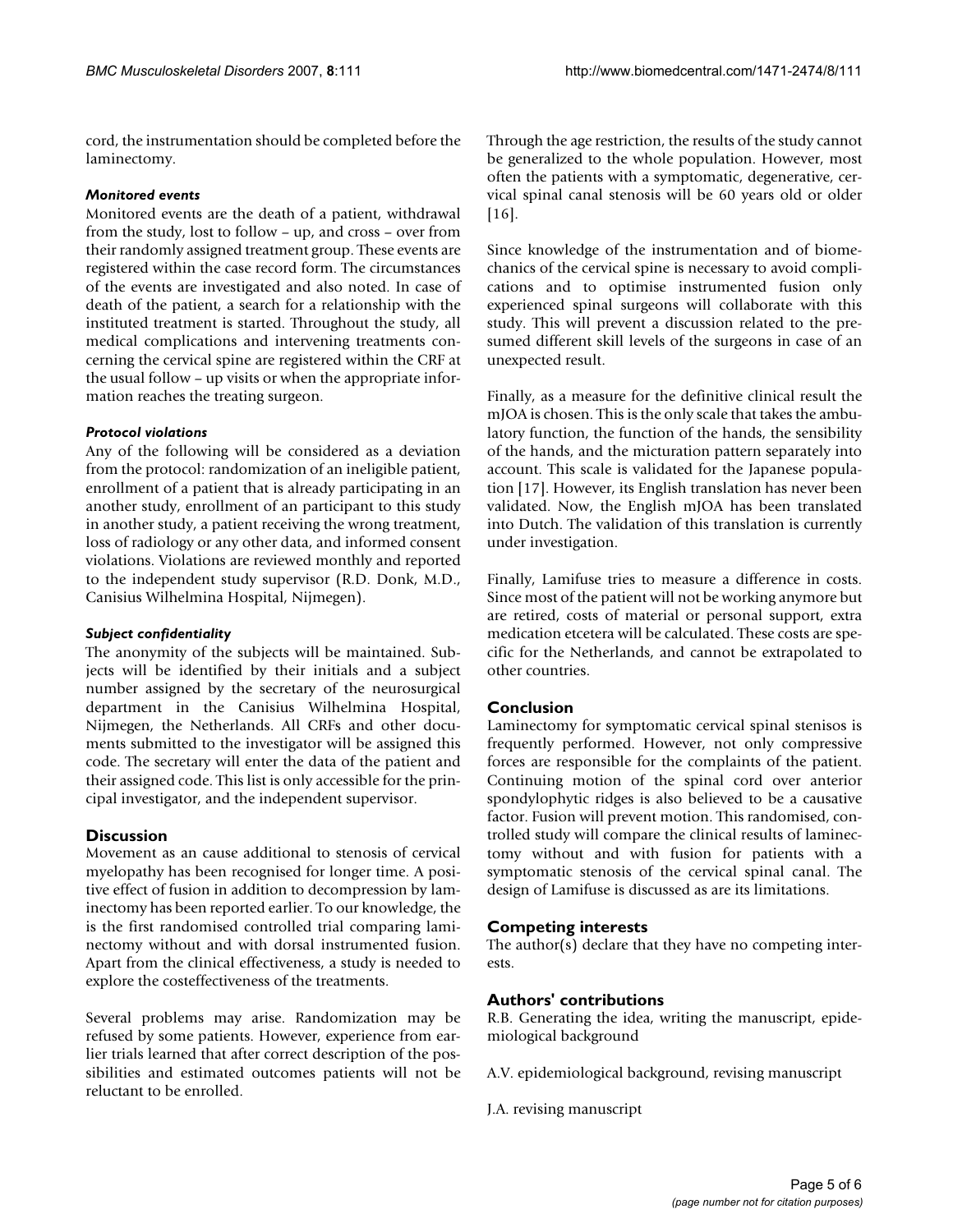cord, the instrumentation should be completed before the laminectomy.

### *Monitored events*

Monitored events are the death of a patient, withdrawal from the study, lost to follow – up, and cross – over from their randomly assigned treatment group. These events are registered within the case record form. The circumstances of the events are investigated and also noted. In case of death of the patient, a search for a relationship with the instituted treatment is started. Throughout the study, all medical complications and intervening treatments concerning the cervical spine are registered within the CRF at the usual follow – up visits or when the appropriate information reaches the treating surgeon.

### *Protocol violations*

Any of the following will be considered as a deviation from the protocol: randomization of an ineligible patient, enrollment of a patient that is already participating in an another study, enrollment of an participant to this study in another study, a patient receiving the wrong treatment, loss of radiology or any other data, and informed consent violations. Violations are reviewed monthly and reported to the independent study supervisor (R.D. Donk, M.D., Canisius Wilhelmina Hospital, Nijmegen).

### *Subject confidentiality*

The anonymity of the subjects will be maintained. Subjects will be identified by their initials and a subject number assigned by the secretary of the neurosurgical department in the Canisius Wilhelmina Hospital, Nijmegen, the Netherlands. All CRFs and other documents submitted to the investigator will be assigned this code. The secretary will enter the data of the patient and their assigned code. This list is only accessible for the principal investigator, and the independent supervisor.

## Discussion

Movement as an cause additional to stenosis of cervical myelopathy has been recognised for longer time. A positive effect of fusion in addition to decompression by laminectomy has been reported earlier. To our knowledge, the is the first randomised controlled trial comparing laminectomy without and with dorsal instrumented fusion. Apart from the clinical effectiveness, a study is needed to explore the costeffectiveness of the treatments.

Several problems may arise. Randomization may be refused by some patients. However, experience from earlier trials learned that after correct description of the possibilities and estimated outcomes patients will not be reluctant to be enrolled.

Through the age restriction, the results of the study cannot be generalized to the whole population. However, most often the patients with a symptomatic, degenerative, cervical spinal canal stenosis will be 60 years old or older [16].

Since knowledge of the instrumentation and of biomechanics of the cervical spine is necessary to avoid complications and to optimise instrumented fusion only experienced spinal surgeons will collaborate with this study. This will prevent a discussion related to the presumed different skill levels of the surgeons in case of an unexpected result.

Finally, as a measure for the definitive clinical result the mJOA is chosen. This is the only scale that takes the ambulatory function, the function of the hands, the sensibility of the hands, and the micturation pattern separately into account. This scale is validated for the Japanese population [17]. However, its English translation has never been validated. Now, the English mJOA has been translated into Dutch. The validation of this translation is currently under investigation.

Finally, Lamifuse tries to measure a difference in costs. Since most of the patient will not be working anymore but are retired, costs of material or personal support, extra medication etcetera will be calculated. These costs are specific for the Netherlands, and cannot be extrapolated to other countries.

## Conclusion

Laminectomy for symptomatic cervical spinal stenisos is frequently performed. However, not only compressive forces are responsible for the complaints of the patient. Continuing motion of the spinal cord over anterior spondylophytic ridges is also believed to be a causative factor. Fusion will prevent motion. This randomised, controlled study will compare the clinical results of laminectomy without and with fusion for patients with a symptomatic stenosis of the cervical spinal canal. The design of Lamifuse is discussed as are its limitations.

## Competing interests

The author(s) declare that they have no competing interests.

## Authors' contributions

R.B. Generating the idea, writing the manuscript, epidemiological background

A.V. epidemiological background, revising manuscript

J.A. revising manuscript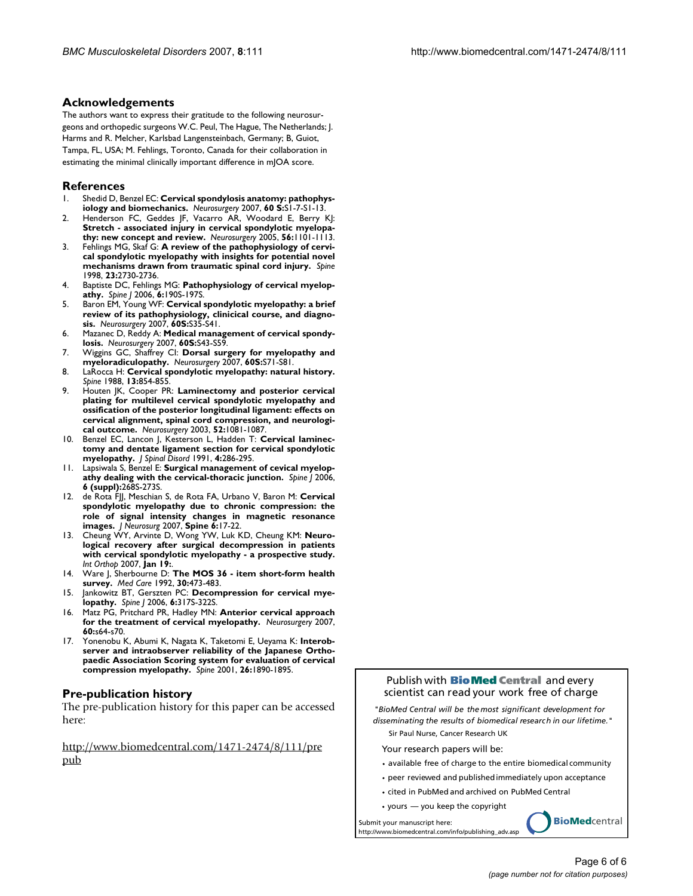## Acknowledgements

The authors want to express their gratitude to the following neurosurgeons and orthopedic surgeons W.C. Peul, The Hague, The Netherlands; J. Harms and R. Melcher, Karlsbad Langensteinbach, Germany; B, Guiot, Tampa, FL, USA; M. Fehlings, Toronto, Canada for their collaboration in estimating the minimal clinically important difference in mJOA score.

## References

1. Shedid D, Benzel EC: **Cervical spondylosis anatomy: pathophysiology and biomechanics.** *Neurosurgery* 2007, **60 S:**S1-7-S1-13.
2. Henderson FC, Geddes JF, Vacarro AR, Woodard E, Berry KJ: **Stretch - associated injury in cervical spondylotic myelopathy: new concept and review.** *Neurosurgery* 2005, **56:**1101-1113.
3. Fehlings MG, Skaf G: **A review of the pathophysiology of cervical spondylotic myelopathy with insights for potential novel mechanisms drawn from traumatic spinal cord injury.** *Spine* 1998, **23:**2730-2736.
4. Baptiste DC, Fehlings MG: **Pathophysiology of cervical myelopathy.** *Spine J* 2006, **6:**190S-197S.
5. Baron EM, Young WF: **Cervical spondylotic myelopathy: a brief review of its pathophysiology, clinicical course, and diagnosis.** *Neurosurgery* 2007, **60S:**S35-S41.
6. Mazanec D, Reddy A: **Medical management of cervical spondylosis.** *Neurosurgery* 2007, **60S:**S43-S59.
7. Wiggins GC, Shaffrey CI: **Dorsal surgery for myelopathy and myeloradiculopathy.** *Neurosurgery* 2007, **60S:**S71-S81.
8. LaRocca H: **Cervical spondylotic myelopathy: natural history.** *Spine* 1988, **13:**854-855.
9. Houten JK, Cooper PR: **Laminectomy and posterior cervical plating for multilevel cervical spondylotic myelopathy and ossification of the posterior longitudinal ligament: effects on cervical alignment, spinal cord compression, and neurological outcome.** *Neurosurgery* 2003, **52:**1081-1087.
10. Benzel EC, Lancon J, Kesterson L, Hadden T: **Cervical laminectomy and dentate ligament section for cervical spondylotic myelopathy.** *J Spinal Disord* 1991, **4:**286-295.
11. Lapsiwala S, Benzel E: **Surgical management of cevical myelopathy dealing with the cervical-thoracic junction.** *Spine J* 2006, **6 (suppl):**268S-273S.
12. de Rota FJJ, Meschian S, de Rota FA, Urbano V, Baron M: **Cervical spondylotic myelopathy due to chronic compression: the role of signal intensity changes in magnetic resonance images.** *J Neurosurg* 2007, **Spine 6:**17-22.
13. Cheung WY, Arvinte D, Wong YW, Luk KD, Cheung KM: **Neurological recovery after surgical decompression in patients with cervical spondylotic myelopathy - a prospective study.** *Int Orthop* 2007, **Jan 19:**.
14. Ware J, Sherbourne D: **The MOS 36 - item short-form health survey.** *Med Care* 1992, **30:**473-483.
15. Jankowitz BT, Gerszten PC: **Decompression for cervical myelopathy.** *Spine J* 2006, **6:**317S-322S.
16. Matz PG, Pritchard PR, Hadley MN: **Anterior cervical approach for the treatment of cervical myelopathy.** *Neurosurgery* 2007, **60:**s64-s70.
17. Yonenobu K, Abumi K, Nagata K, Taketomi E, Ueyama K: **Interobserver and intraobserver reliability of the Japanese Orthopaedic Association Scoring system for evaluation of cervical compression myelopathy.** *Spine* 2001, **26:**1890-1895.

## Pre-publication history

The pre-publication history for this paper can be accessed here:

http://www.biomedcentral.com/1471-2474/8/111/prepub

Publish with **BioMed Central** and every scientist can read your work free of charge

*"BioMed Central will be the most significant development for disseminating the results of biomedical research in our lifetime."*

Sir Paul Nurse, Cancer Research UK

Your research papers will be:

- available free of charge to the entire biomedical community
- peer reviewed and published immediately upon acceptance
- cited in PubMed and archived on PubMed Central
- yours — you keep the copyright

Submit your manuscript here:
http://www.biomedcentral.com/info/publishing_adv.asp

BioMedcentral